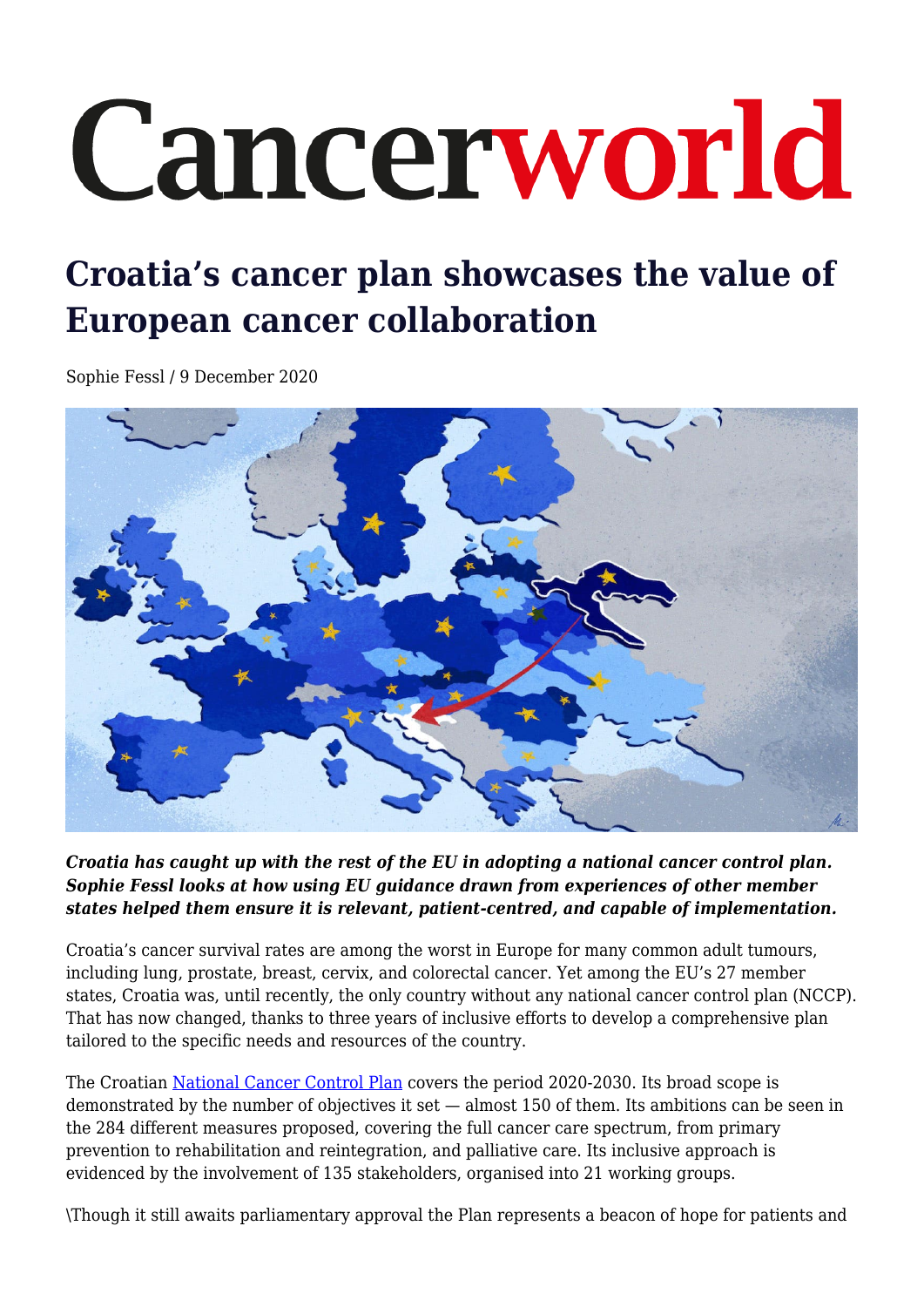# Croatia's cancer plan showcases the value of European cancer collaboration

Sophie Fessl / 9 December 2020

***Croatia has caught up with the rest of the EU in adopting a national cancer control plan. Sophie Fessl looks at how using EU guidance drawn from experiences of other member states helped them ensure it is relevant, patient-centred, and capable of implementation.***

Croatia's cancer survival rates are among the worst in Europe for many common adult tumours, including lung, prostate, breast, cervix, and colorectal cancer. Yet among the EU's 27 member states, Croatia was, until recently, the only country without any national cancer control plan (NCCP). That has now changed, thanks to three years of inclusive efforts to develop a comprehensive plan tailored to the specific needs and resources of the country.

The Croatian National Cancer Control Plan covers the period 2020-2030. Its broad scope is demonstrated by the number of objectives it sets — almost 150 of them. Its ambitions can be seen in the 284 different measures proposed, covering the full cancer care spectrum, from primary prevention to rehabilitation and reintegration, and palliative care. Its inclusive approach is evidenced by the involvement of 135 stakeholders, organised into 21 working groups.

\Though it still awaits parliamentary approval the Plan represents a beacon of hope for patients and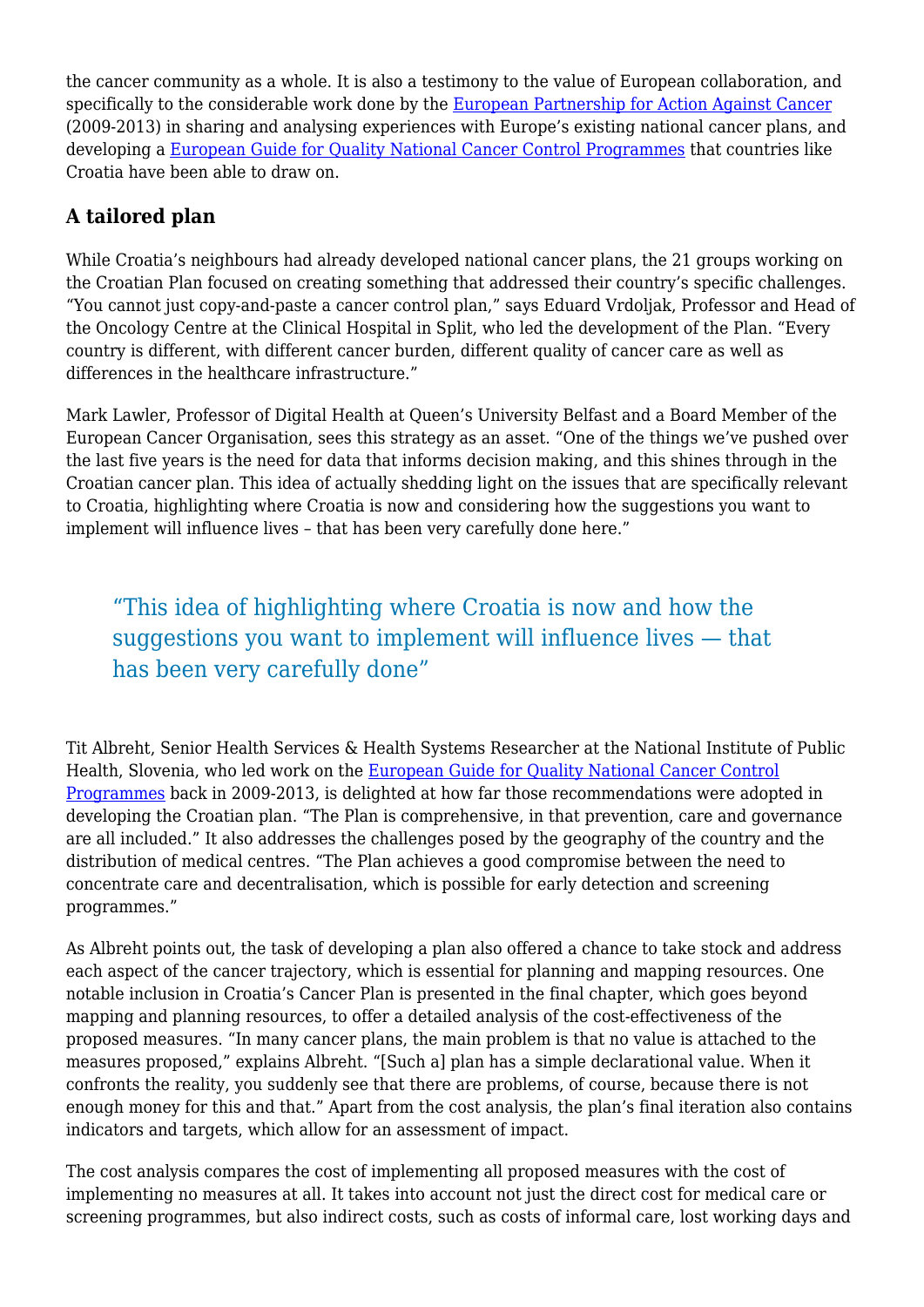the cancer community as a whole. It is also a testimony to the value of European collaboration, and specifically to the considerable work done by the European Partnership for Action Against Cancer (2009-2013) in sharing and analysing experiences with Europe's existing national cancer plans, and developing a European Guide for Quality National Cancer Control Programmes that countries like Croatia have been able to draw on.

## A tailored plan

While Croatia's neighbours had already developed national cancer plans, the 21 groups working on the Croatian Plan focused on creating something that addressed their country's specific challenges. "You cannot just copy-and-paste a cancer control plan," says Eduard Vrdoljak, Professor and Head of the Oncology Centre at the Clinical Hospital in Split, who led the development of the Plan. "Every country is different, with different cancer burden, different quality of cancer care as well as differences in the healthcare infrastructure."

Mark Lawler, Professor of Digital Health at Queen's University Belfast and a Board Member of the European Cancer Organisation, sees this strategy as an asset. "One of the things we've pushed over the last five years is the need for data that informs decision making, and this shines through in the Croatian cancer plan. This idea of actually shedding light on the issues that are specifically relevant to Croatia, highlighting where Croatia is now and considering how the suggestions you want to implement will influence lives – that has been very carefully done here."

> "This idea of highlighting where Croatia is now and how the suggestions you want to implement will influence lives — that has been very carefully done"

Tit Albreht, Senior Health Services & Health Systems Researcher at the National Institute of Public Health, Slovenia, who led work on the European Guide for Quality National Cancer Control Programmes back in 2009-2013, is delighted at how far those recommendations were adopted in developing the Croatian plan. "The Plan is comprehensive, in that prevention, care and governance are all included." It also addresses the challenges posed by the geography of the country and the distribution of medical centres. "The Plan achieves a good compromise between the need to concentrate care and decentralisation, which is possible for early detection and screening programmes."

As Albreht points out, the task of developing a plan also offered a chance to take stock and address each aspect of the cancer trajectory, which is essential for planning and mapping resources. One notable inclusion in Croatia's Cancer Plan is presented in the final chapter, which goes beyond mapping and planning resources, to offer a detailed analysis of the cost-effectiveness of the proposed measures. "In many cancer plans, the main problem is that no value is attached to the measures proposed," explains Albreht. "[Such a] plan has a simple declarational value. When it confronts the reality, you suddenly see that there are problems, of course, because there is not enough money for this and that." Apart from the cost analysis, the plan's final iteration also contains indicators and targets, which allow for an assessment of impact.

The cost analysis compares the cost of implementing all proposed measures with the cost of implementing no measures at all. It takes into account not just the direct cost for medical care or screening programmes, but also indirect costs, such as costs of informal care, lost working days and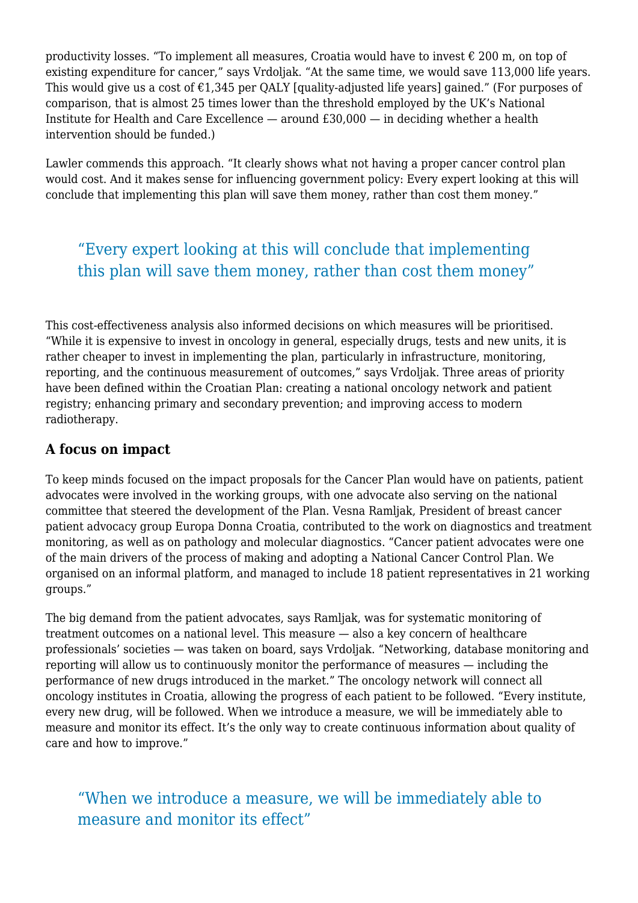productivity losses. "To implement all measures, Croatia would have to invest € 200 m, on top of existing expenditure for cancer," says Vrdoljak. "At the same time, we would save 113,000 life years. This would give us a cost of €1,345 per QALY [quality-adjusted life years] gained." (For purposes of comparison, that is almost 25 times lower than the threshold employed by the UK's National Institute for Health and Care Excellence — around £30,000 — in deciding whether a health intervention should be funded.)

Lawler commends this approach. "It clearly shows what not having a proper cancer control plan would cost. And it makes sense for influencing government policy: Every expert looking at this will conclude that implementing this plan will save them money, rather than cost them money."

> "Every expert looking at this will conclude that implementing this plan will save them money, rather than cost them money"

This cost-effectiveness analysis also informed decisions on which measures will be prioritised. "While it is expensive to invest in oncology in general, especially drugs, tests and new units, it is rather cheaper to invest in implementing the plan, particularly in infrastructure, monitoring, reporting, and the continuous measurement of outcomes," says Vrdoljak. Three areas of priority have been defined within the Croatian Plan: creating a national oncology network and patient registry; enhancing primary and secondary prevention; and improving access to modern radiotherapy.

### A focus on impact

To keep minds focused on the impact proposals for the Cancer Plan would have on patients, patient advocates were involved in the working groups, with one advocate also serving on the national committee that steered the development of the Plan. Vesna Ramljak, President of breast cancer patient advocacy group Europa Donna Croatia, contributed to the work on diagnostics and treatment monitoring, as well as on pathology and molecular diagnostics. "Cancer patient advocates were one of the main drivers of the process of making and adopting a National Cancer Control Plan. We organised on an informal platform, and managed to include 18 patient representatives in 21 working groups."

The big demand from the patient advocates, says Ramljak, was for systematic monitoring of treatment outcomes on a national level. This measure — also a key concern of healthcare professionals' societies — was taken on board, says Vrdoljak. "Networking, database monitoring and reporting will allow us to continuously monitor the performance of measures — including the performance of new drugs introduced in the market." The oncology network will connect all oncology institutes in Croatia, allowing the progress of each patient to be followed. "Every institute, every new drug, will be followed. When we introduce a measure, we will be immediately able to measure and monitor its effect. It's the only way to create continuous information about quality of care and how to improve."

> "When we introduce a measure, we will be immediately able to measure and monitor its effect"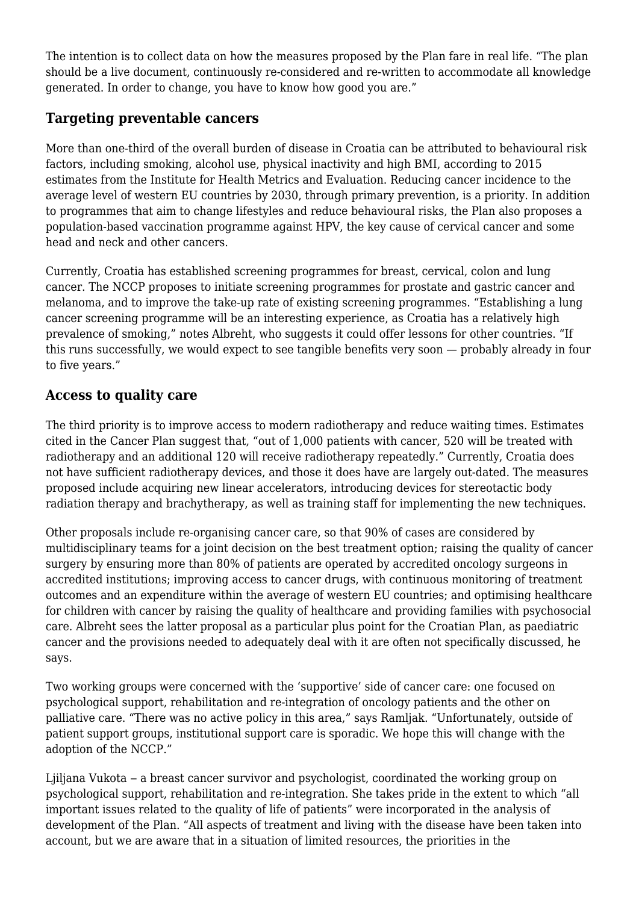The intention is to collect data on how the measures proposed by the Plan fare in real life. "The plan should be a live document, continuously re-considered and re-written to accommodate all knowledge generated. In order to change, you have to know how good you are."

## Targeting preventable cancers

More than one-third of the overall burden of disease in Croatia can be attributed to behavioural risk factors, including smoking, alcohol use, physical inactivity and high BMI, according to 2015 estimates from the Institute for Health Metrics and Evaluation. Reducing cancer incidence to the average level of western EU countries by 2030, through primary prevention, is a priority. In addition to programmes that aim to change lifestyles and reduce behavioural risks, the Plan also proposes a population-based vaccination programme against HPV, the key cause of cervical cancer and some head and neck and other cancers.

Currently, Croatia has established screening programmes for breast, cervical, colon and lung cancer. The NCCP proposes to initiate screening programmes for prostate and gastric cancer and melanoma, and to improve the take-up rate of existing screening programmes. "Establishing a lung cancer screening programme will be an interesting experience, as Croatia has a relatively high prevalence of smoking," notes Albreht, who suggests it could offer lessons for other countries. "If this runs successfully, we would expect to see tangible benefits very soon — probably already in four to five years."

## Access to quality care

The third priority is to improve access to modern radiotherapy and reduce waiting times. Estimates cited in the Cancer Plan suggest that, "out of 1,000 patients with cancer, 520 will be treated with radiotherapy and an additional 120 will receive radiotherapy repeatedly." Currently, Croatia does not have sufficient radiotherapy devices, and those it does have are largely out-dated. The measures proposed include acquiring new linear accelerators, introducing devices for stereotactic body radiation therapy and brachytherapy, as well as training staff for implementing the new techniques.

Other proposals include re-organising cancer care, so that 90% of cases are considered by multidisciplinary teams for a joint decision on the best treatment option; raising the quality of cancer surgery by ensuring more than 80% of patients are operated by accredited oncology surgeons in accredited institutions; improving access to cancer drugs, with continuous monitoring of treatment outcomes and an expenditure within the average of western EU countries; and optimising healthcare for children with cancer by raising the quality of healthcare and providing families with psychosocial care. Albreht sees the latter proposal as a particular plus point for the Croatian Plan, as paediatric cancer and the provisions needed to adequately deal with it are often not specifically discussed, he says.

Two working groups were concerned with the 'supportive' side of cancer care: one focused on psychological support, rehabilitation and re-integration of oncology patients and the other on palliative care. "There was no active policy in this area," says Ramljak. "Unfortunately, outside of patient support groups, institutional support care is sporadic. We hope this will change with the adoption of the NCCP."

Ljiljana Vukota – a breast cancer survivor and psychologist, coordinated the working group on psychological support, rehabilitation and re-integration. She takes pride in the extent to which "all important issues related to the quality of life of patients" were incorporated in the analysis of development of the Plan. "All aspects of treatment and living with the disease have been taken into account, but we are aware that in a situation of limited resources, the priorities in the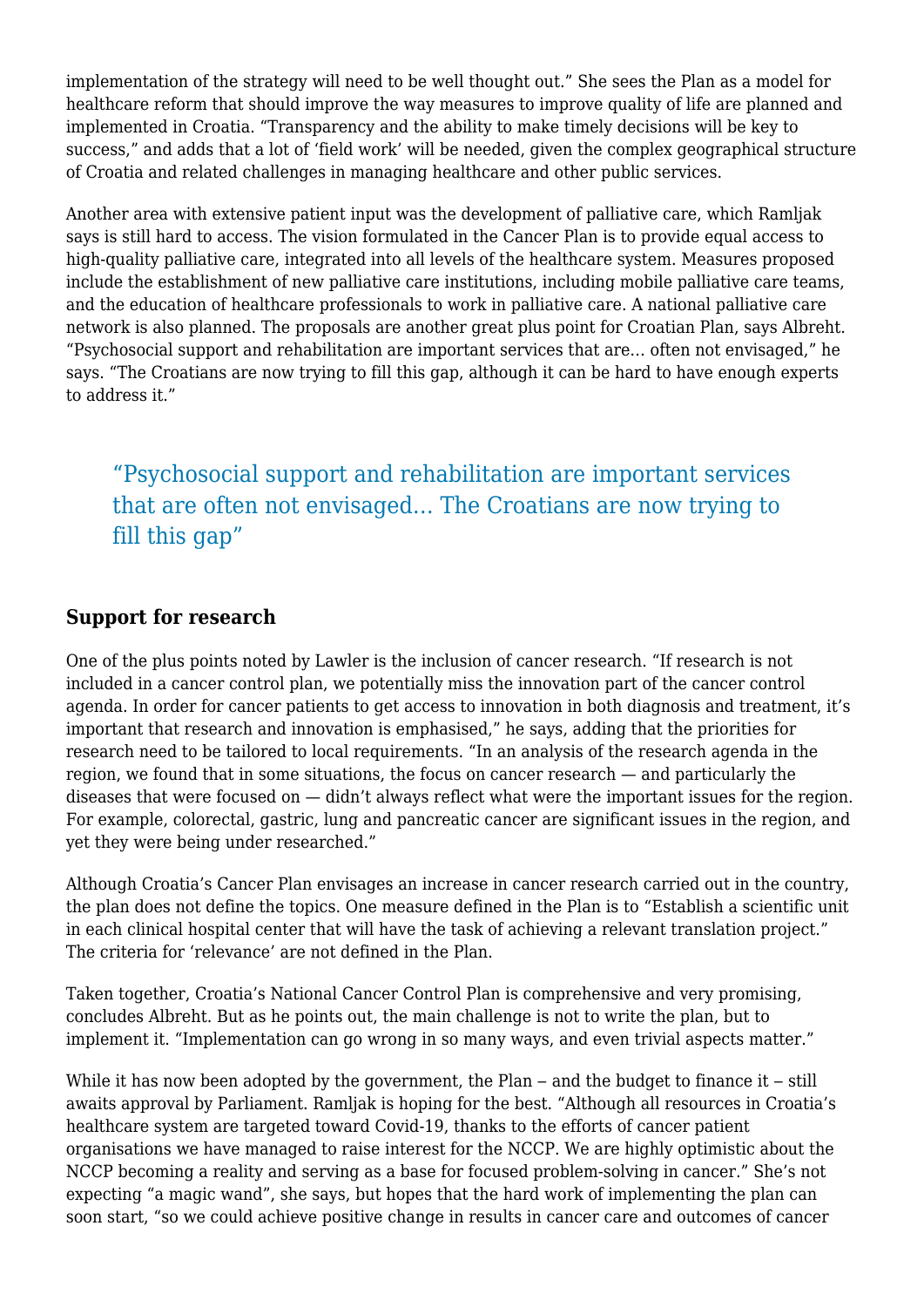implementation of the strategy will need to be well thought out." She sees the Plan as a model for healthcare reform that should improve the way measures to improve quality of life are planned and implemented in Croatia. "Transparency and the ability to make timely decisions will be key to success," and adds that a lot of 'field work' will be needed, given the complex geographical structure of Croatia and related challenges in managing healthcare and other public services.

Another area with extensive patient input was the development of palliative care, which Ramljak says is still hard to access. The vision formulated in the Cancer Plan is to provide equal access to high-quality palliative care, integrated into all levels of the healthcare system. Measures proposed include the establishment of new palliative care institutions, including mobile palliative care teams, and the education of healthcare professionals to work in palliative care. A national palliative care network is also planned. The proposals are another great plus point for Croatian Plan, says Albreht. "Psychosocial support and rehabilitation are important services that are… often not envisaged," he says. "The Croatians are now trying to fill this gap, although it can be hard to have enough experts to address it."

> "Psychosocial support and rehabilitation are important services that are often not envisaged… The Croatians are now trying to fill this gap"

## Support for research

One of the plus points noted by Lawler is the inclusion of cancer research. "If research is not included in a cancer control plan, we potentially miss the innovation part of the cancer control agenda. In order for cancer patients to get access to innovation in both diagnosis and treatment, it's important that research and innovation is emphasised," he says, adding that the priorities for research need to be tailored to local requirements. "In an analysis of the research agenda in the region, we found that in some situations, the focus on cancer research — and particularly the diseases that were focused on — didn't always reflect what were the important issues for the region. For example, colorectal, gastric, lung and pancreatic cancer are significant issues in the region, and yet they were being under researched."

Although Croatia's Cancer Plan envisages an increase in cancer research carried out in the country, the plan does not define the topics. One measure defined in the Plan is to "Establish a scientific unit in each clinical hospital center that will have the task of achieving a relevant translation project." The criteria for 'relevance' are not defined in the Plan.

Taken together, Croatia's National Cancer Control Plan is comprehensive and very promising, concludes Albreht. But as he points out, the main challenge is not to write the plan, but to implement it. "Implementation can go wrong in so many ways, and even trivial aspects matter."

While it has now been adopted by the government, the Plan – and the budget to finance it – still awaits approval by Parliament. Ramljak is hoping for the best. "Although all resources in Croatia's healthcare system are targeted toward Covid-19, thanks to the efforts of cancer patient organisations we have managed to raise interest for the NCCP. We are highly optimistic about the NCCP becoming a reality and serving as a base for focused problem-solving in cancer." She's not expecting "a magic wand", she says, but hopes that the hard work of implementing the plan can soon start, "so we could achieve positive change in results in cancer care and outcomes of cancer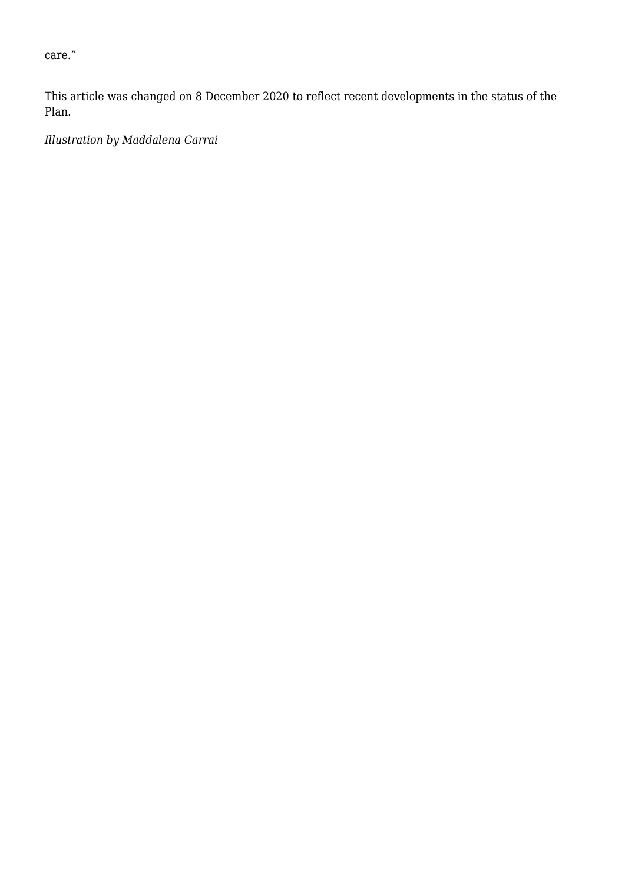care."

This article was changed on 8 December 2020 to reflect recent developments in the status of the Plan.

*Illustration by Maddalena Carrai*